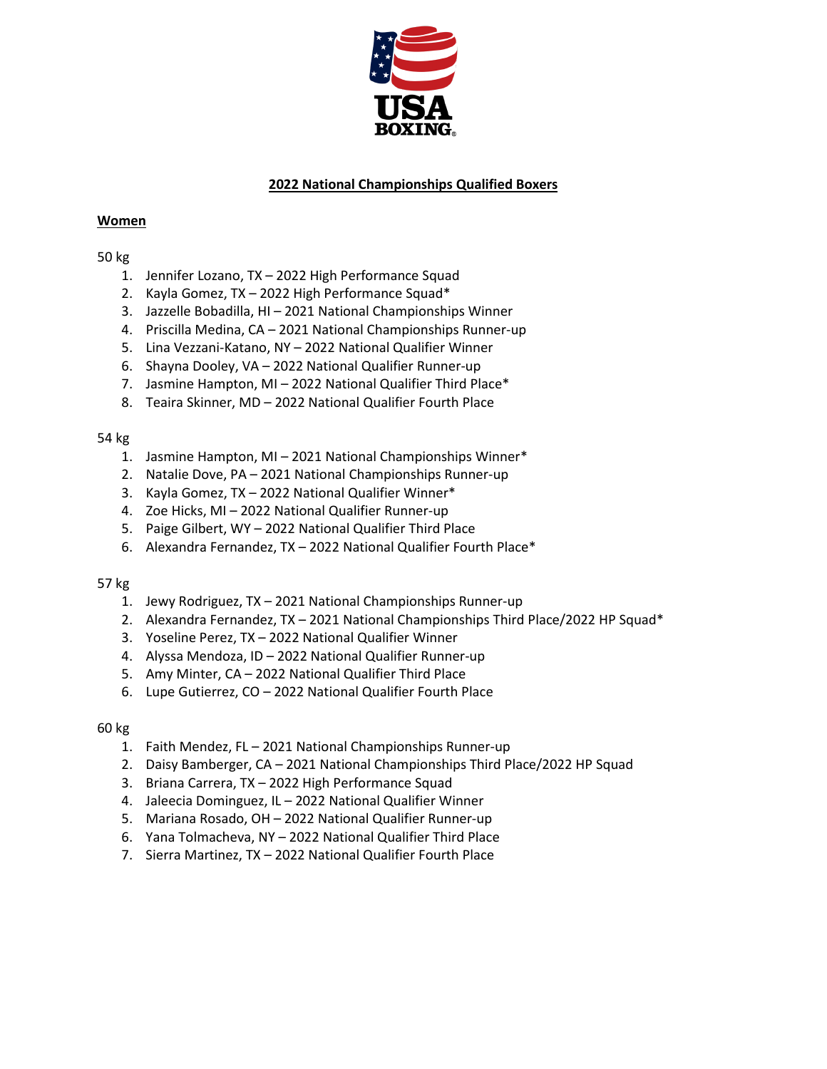## 2022 National Championships Qualified Boxers

### Women

50 kg

1. Jennifer Lozano, TX – 2022 High Performance Squad
2. Kayla Gomez, TX – 2022 High Performance Squad*
3. Jazzelle Bobadilla, HI – 2021 National Championships Winner
4. Priscilla Medina, CA – 2021 National Championships Runner-up
5. Lina Vezzani-Katano, NY – 2022 National Qualifier Winner
6. Shayna Dooley, VA – 2022 National Qualifier Runner-up
7. Jasmine Hampton, MI – 2022 National Qualifier Third Place*
8. Teaira Skinner, MD – 2022 National Qualifier Fourth Place

54 kg

1. Jasmine Hampton, MI – 2021 National Championships Winner*
2. Natalie Dove, PA – 2021 National Championships Runner-up
3. Kayla Gomez, TX – 2022 National Qualifier Winner*
4. Zoe Hicks, MI – 2022 National Qualifier Runner-up
5. Paige Gilbert, WY – 2022 National Qualifier Third Place
6. Alexandra Fernandez, TX – 2022 National Qualifier Fourth Place*

57 kg

1. Jewy Rodriguez, TX – 2021 National Championships Runner-up
2. Alexandra Fernandez, TX – 2021 National Championships Third Place/2022 HP Squad*
3. Yoseline Perez, TX – 2022 National Qualifier Winner
4. Alyssa Mendoza, ID – 2022 National Qualifier Runner-up
5. Amy Minter, CA – 2022 National Qualifier Third Place
6. Lupe Gutierrez, CO – 2022 National Qualifier Fourth Place

60 kg

1. Faith Mendez, FL – 2021 National Championships Runner-up
2. Daisy Bamberger, CA – 2021 National Championships Third Place/2022 HP Squad
3. Briana Carrera, TX – 2022 High Performance Squad
4. Jaleecia Dominguez, IL – 2022 National Qualifier Winner
5. Mariana Rosado, OH – 2022 National Qualifier Runner-up
6. Yana Tolmacheva, NY – 2022 National Qualifier Third Place
7. Sierra Martinez, TX – 2022 National Qualifier Fourth Place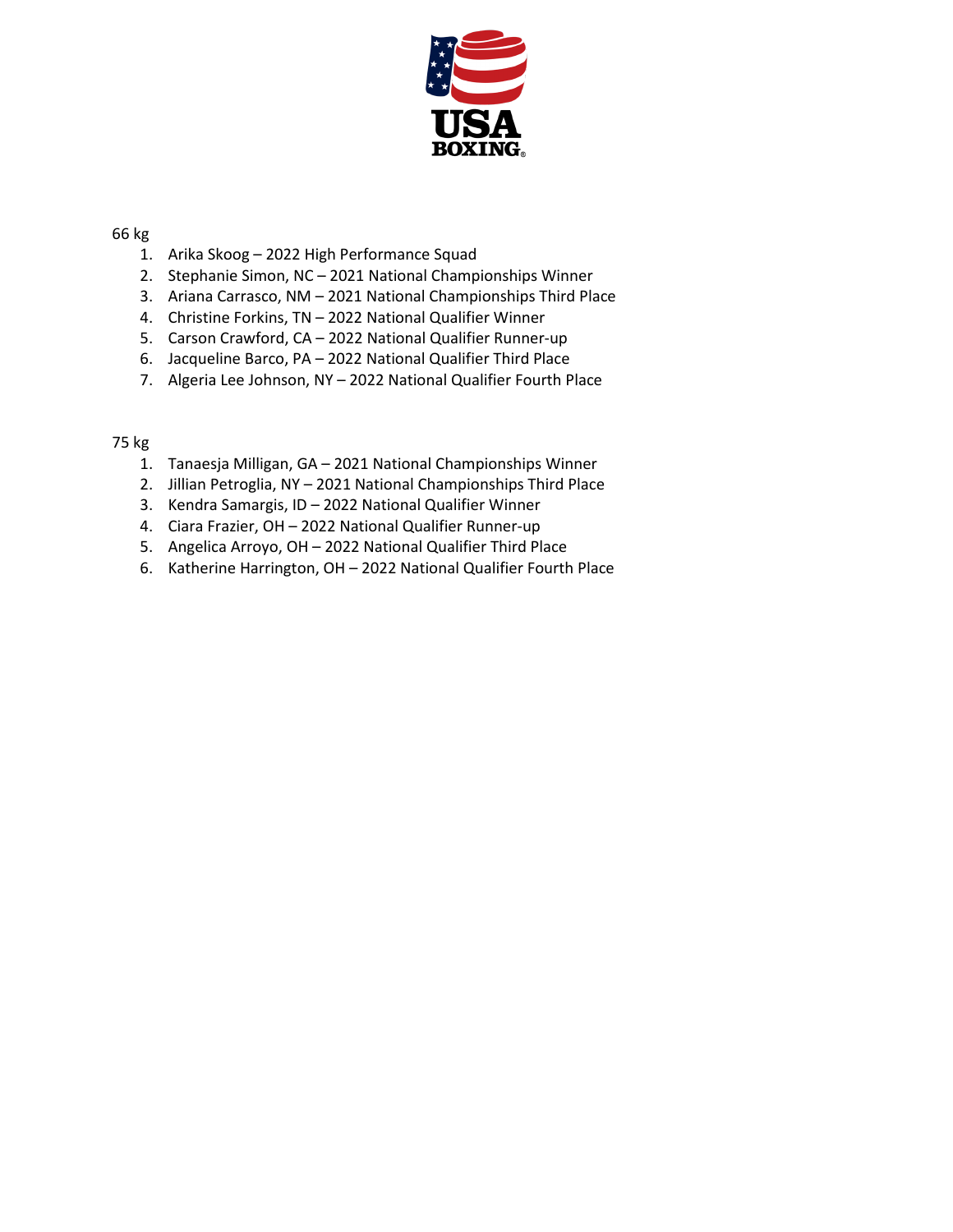66 kg

1. Arika Skoog – 2022 High Performance Squad
2. Stephanie Simon, NC – 2021 National Championships Winner
3. Ariana Carrasco, NM – 2021 National Championships Third Place
4. Christine Forkins, TN – 2022 National Qualifier Winner
5. Carson Crawford, CA – 2022 National Qualifier Runner-up
6. Jacqueline Barco, PA – 2022 National Qualifier Third Place
7. Algeria Lee Johnson, NY – 2022 National Qualifier Fourth Place

75 kg

1. Tanaesja Milligan, GA – 2021 National Championships Winner
2. Jillian Petroglia, NY – 2021 National Championships Third Place
3. Kendra Samargis, ID – 2022 National Qualifier Winner
4. Ciara Frazier, OH – 2022 National Qualifier Runner-up
5. Angelica Arroyo, OH – 2022 National Qualifier Third Place
6. Katherine Harrington, OH – 2022 National Qualifier Fourth Place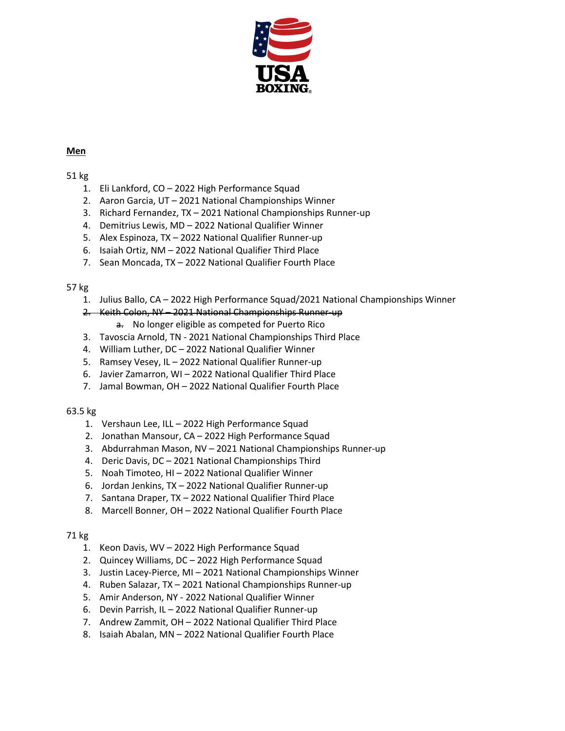**Men**

51 kg

1. Eli Lankford, CO – 2022 High Performance Squad
2. Aaron Garcia, UT – 2021 National Championships Winner
3. Richard Fernandez, TX – 2021 National Championships Runner-up
4. Demitrius Lewis, MD – 2022 National Qualifier Winner
5. Alex Espinoza, TX – 2022 National Qualifier Runner-up
6. Isaiah Ortiz, NM – 2022 National Qualifier Third Place
7. Sean Moncada, TX – 2022 National Qualifier Fourth Place

57 kg

1. Julius Ballo, CA – 2022 High Performance Squad/2021 National Championships Winner
2. ~~Keith Colon, NY – 2021 National Championships Runner-up~~
   a. No longer eligible as competed for Puerto Rico
3. Tavoscia Arnold, TN - 2021 National Championships Third Place
4. William Luther, DC – 2022 National Qualifier Winner
5. Ramsey Vesey, IL – 2022 National Qualifier Runner-up
6. Javier Zamarron, WI – 2022 National Qualifier Third Place
7. Jamal Bowman, OH – 2022 National Qualifier Fourth Place

63.5 kg

1. Vershaun Lee, ILL – 2022 High Performance Squad
2. Jonathan Mansour, CA – 2022 High Performance Squad
3. Abdurrahman Mason, NV – 2021 National Championships Runner-up
4. Deric Davis, DC – 2021 National Championships Third
5. Noah Timoteo, HI – 2022 National Qualifier Winner
6. Jordan Jenkins, TX – 2022 National Qualifier Runner-up
7. Santana Draper, TX – 2022 National Qualifier Third Place
8. Marcell Bonner, OH – 2022 National Qualifier Fourth Place

71 kg

1. Keon Davis, WV – 2022 High Performance Squad
2. Quincey Williams, DC – 2022 High Performance Squad
3. Justin Lacey-Pierce, MI – 2021 National Championships Winner
4. Ruben Salazar, TX – 2021 National Championships Runner-up
5. Amir Anderson, NY - 2022 National Qualifier Winner
6. Devin Parrish, IL – 2022 National Qualifier Runner-up
7. Andrew Zammit, OH – 2022 National Qualifier Third Place
8. Isaiah Abalan, MN – 2022 National Qualifier Fourth Place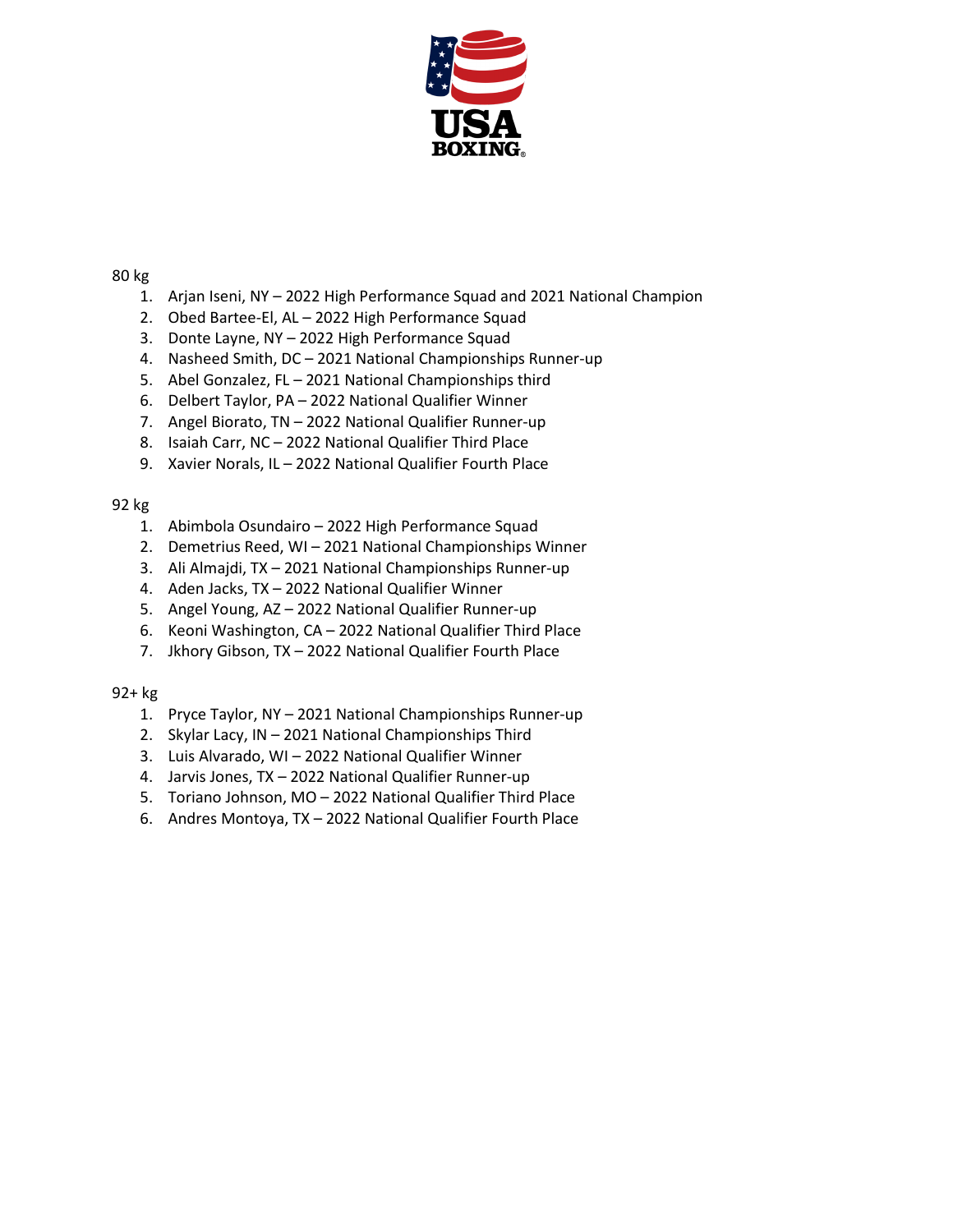80 kg

1. Arjan Iseni, NY – 2022 High Performance Squad and 2021 National Champion
2. Obed Bartee-El, AL – 2022 High Performance Squad
3. Donte Layne, NY – 2022 High Performance Squad
4. Nasheed Smith, DC – 2021 National Championships Runner-up
5. Abel Gonzalez, FL – 2021 National Championships third
6. Delbert Taylor, PA – 2022 National Qualifier Winner
7. Angel Biorato, TN – 2022 National Qualifier Runner-up
8. Isaiah Carr, NC – 2022 National Qualifier Third Place
9. Xavier Norals, IL – 2022 National Qualifier Fourth Place

92 kg

1. Abimbola Osundairo – 2022 High Performance Squad
2. Demetrius Reed, WI – 2021 National Championships Winner
3. Ali Almajdi, TX – 2021 National Championships Runner-up
4. Aden Jacks, TX – 2022 National Qualifier Winner
5. Angel Young, AZ – 2022 National Qualifier Runner-up
6. Keoni Washington, CA – 2022 National Qualifier Third Place
7. Jkhory Gibson, TX – 2022 National Qualifier Fourth Place

92+ kg

1. Pryce Taylor, NY – 2021 National Championships Runner-up
2. Skylar Lacy, IN – 2021 National Championships Third
3. Luis Alvarado, WI – 2022 National Qualifier Winner
4. Jarvis Jones, TX – 2022 National Qualifier Runner-up
5. Toriano Johnson, MO – 2022 National Qualifier Third Place
6. Andres Montoya, TX – 2022 National Qualifier Fourth Place